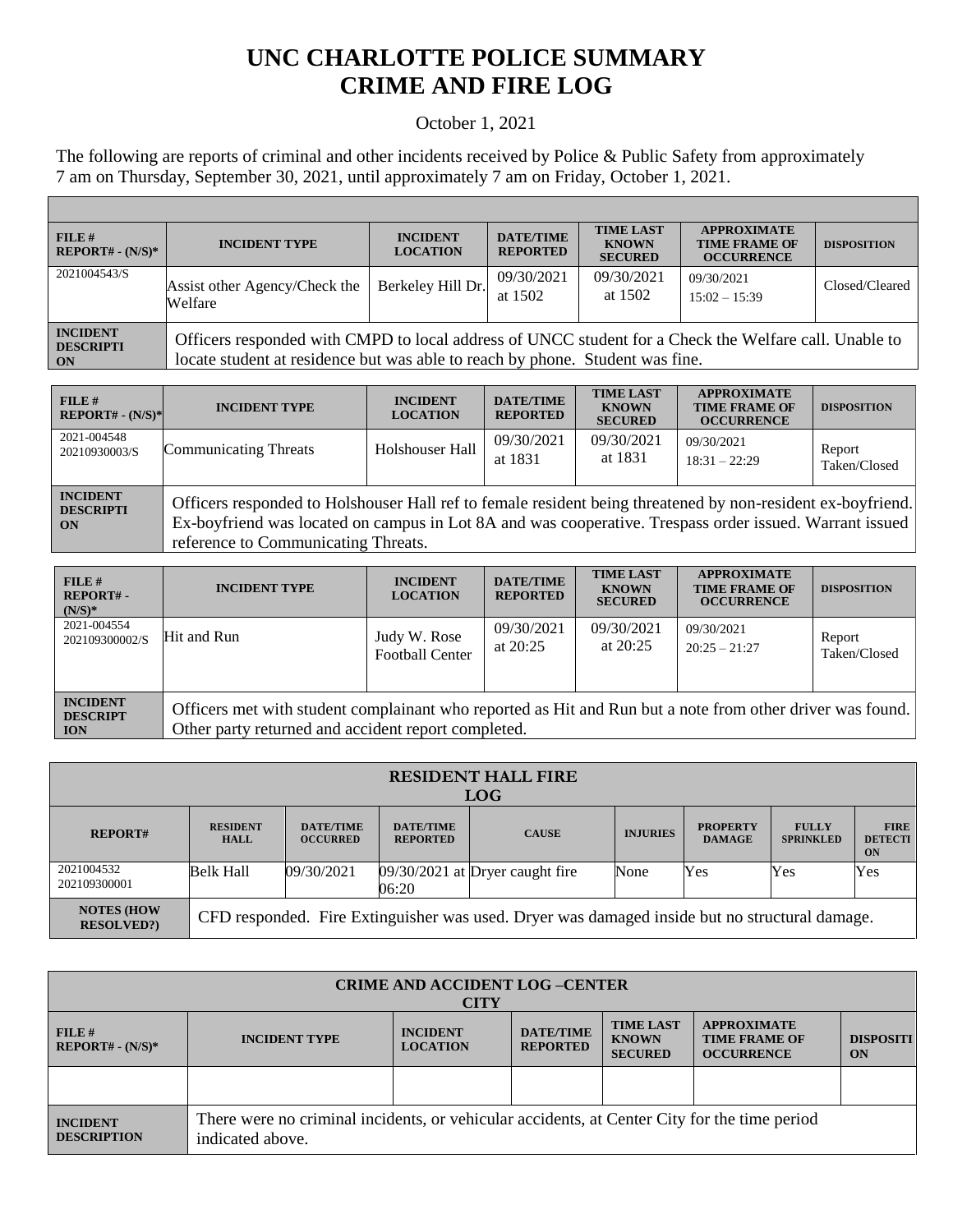# UNC CHARLOTTE POLICE SUMMARY
# CRIME AND FIRE LOG

October 1, 2021

The following are reports of criminal and other incidents received by Police & Public Safety from approximately 7 am on Thursday, September 30, 2021, until approximately 7 am on Friday, October 1, 2021.

| FILE # REPORT# - (N/S)* | INCIDENT TYPE | INCIDENT LOCATION | DATE/TIME REPORTED | TIME LAST KNOWN SECURED | APPROXIMATE TIME FRAME OF OCCURRENCE | DISPOSITION |
|---|---|---|---|---|---|---|
| 2021004543/S | Assist other Agency/Check the Welfare | Berkeley Hill Dr. | 09/30/2021 at 1502 | 09/30/2021 at 1502 | 09/30/2021 15:02 – 15:39 | Closed/Cleared |
| INCIDENT DESCRIPTION | Officers responded with CMPD to local address of UNCC student for a Check the Welfare call. Unable to locate student at residence but was able to reach by phone. Student was fine. | | | | | |

| FILE # REPORT# - (N/S)* | INCIDENT TYPE | INCIDENT LOCATION | DATE/TIME REPORTED | TIME LAST KNOWN SECURED | APPROXIMATE TIME FRAME OF OCCURRENCE | DISPOSITION |
|---|---|---|---|---|---|---|
| 2021-004548 20210930003/S | Communicating Threats | Holshouser Hall | 09/30/2021 at 1831 | 09/30/2021 at 1831 | 09/30/2021 18:31 – 22:29 | Report Taken/Closed |
| INCIDENT DESCRIPTION | Officers responded to Holshouser Hall ref to female resident being threatened by non-resident ex-boyfriend. Ex-boyfriend was located on campus in Lot 8A and was cooperative. Trespass order issued. Warrant issued reference to Communicating Threats. | | | | | |

| FILE # REPORT# - (N/S)* | INCIDENT TYPE | INCIDENT LOCATION | DATE/TIME REPORTED | TIME LAST KNOWN SECURED | APPROXIMATE TIME FRAME OF OCCURRENCE | DISPOSITION |
|---|---|---|---|---|---|---|
| 2021-004554 202109300002/S | Hit and Run | Judy W. Rose Football Center | 09/30/2021 at 20:25 | 09/30/2021 at 20:25 | 09/30/2021 20:25 – 21:27 | Report Taken/Closed |
| INCIDENT DESCRIPTION | Officers met with student complainant who reported as Hit and Run but a note from other driver was found. Other party returned and accident report completed. | | | | | |

## RESIDENT HALL FIRE LOG

| REPORT# | RESIDENT HALL | DATE/TIME OCCURRED | DATE/TIME REPORTED | CAUSE | INJURIES | PROPERTY DAMAGE | FULLY SPRINKLED | FIRE DETECTION |
|---|---|---|---|---|---|---|---|---|
| 2021004532 202109300001 | Belk Hall | 09/30/2021 | 09/30/2021 at 06:20 | Dryer caught fire | None | Yes | Yes | Yes |
| NOTES (HOW RESOLVED?) | CFD responded. Fire Extinguisher was used. Dryer was damaged inside but no structural damage. | | | | | | | |

## CRIME AND ACCIDENT LOG –CENTER CITY

| FILE # REPORT# - (N/S)* | INCIDENT TYPE | INCIDENT LOCATION | DATE/TIME REPORTED | TIME LAST KNOWN SECURED | APPROXIMATE TIME FRAME OF OCCURRENCE | DISPOSITION |
|---|---|---|---|---|---|---|
| | | | | | | |
| INCIDENT DESCRIPTION | There were no criminal incidents, or vehicular accidents, at Center City for the time period indicated above. | | | | | |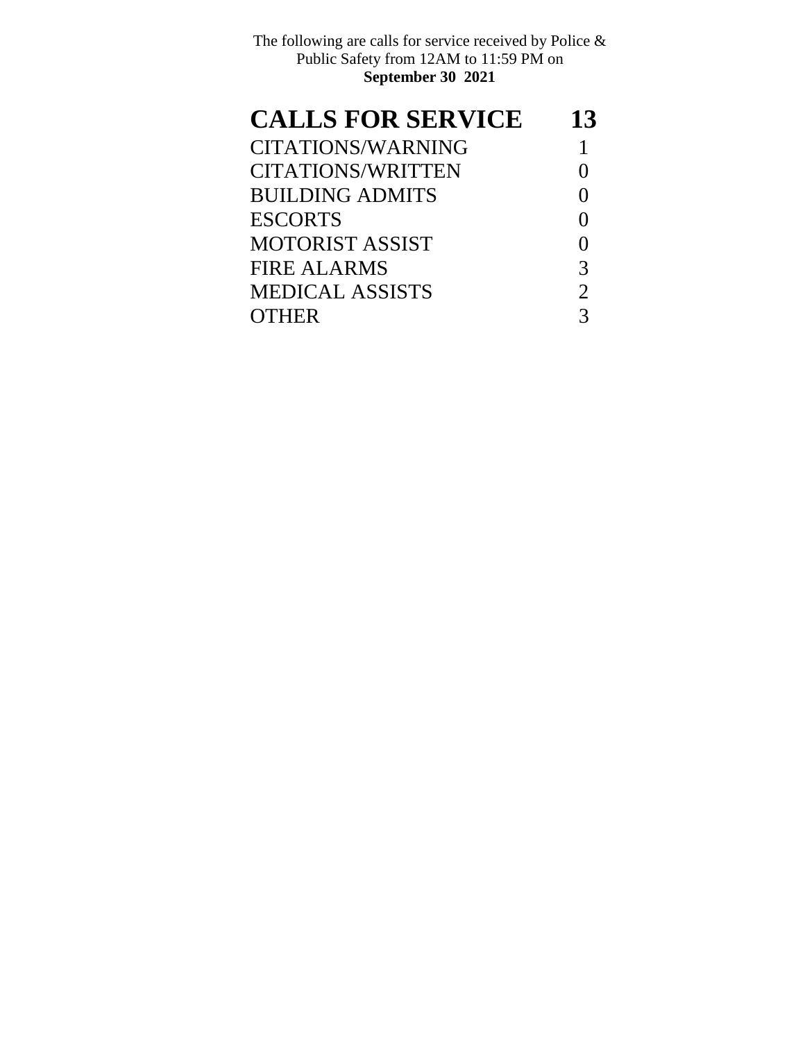The following are calls for service received by Police & Public Safety from 12AM to 11:59 PM on
**September 30 2021**

| | |
|---|---|
| **CALLS FOR SERVICE** | **13** |
| CITATIONS/WARNING | 1 |
| CITATIONS/WRITTEN | 0 |
| BUILDING ADMITS | 0 |
| ESCORTS | 0 |
| MOTORIST ASSIST | 0 |
| FIRE ALARMS | 3 |
| MEDICAL ASSISTS | 2 |
| OTHER | 3 |